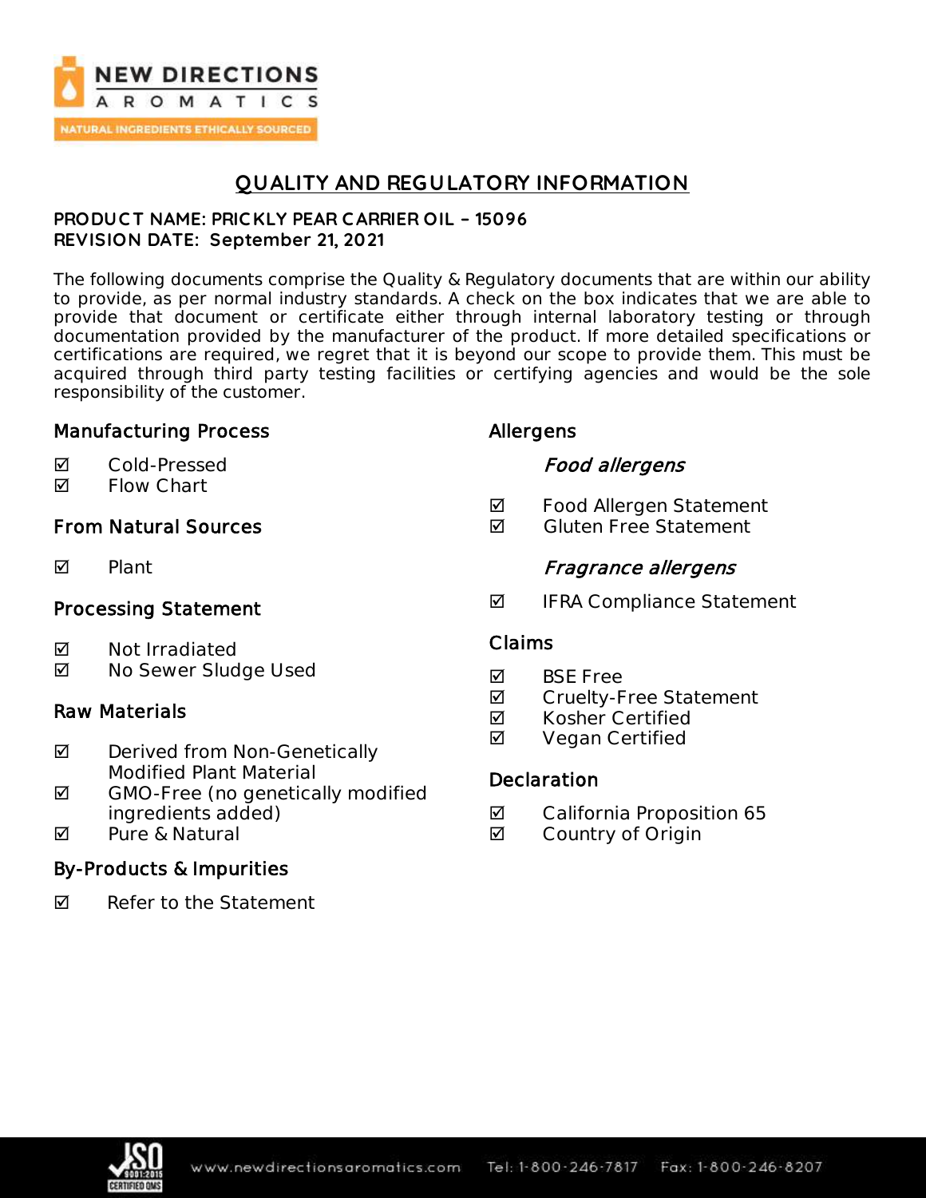# QUALITY AND REGULATORY INFORMATION

**PRODUCT NAME: PRICKLY PEAR CARRIER OIL – 15096**
**REVISION DATE: September 21, 2021**

The following documents comprise the Quality & Regulatory documents that are within our ability to provide, as per normal industry standards. A check on the box indicates that we are able to provide that document or certificate either through internal laboratory testing or through documentation provided by the manufacturer of the product. If more detailed specifications or certifications are required, we regret that it is beyond our scope to provide them. This must be acquired through third party testing facilities or certifying agencies and would be the sole responsibility of the customer.

### Manufacturing Process

- ☑ Cold-Pressed
- ☑ Flow Chart

### From Natural Sources

- ☑ Plant

### Processing Statement

- ☑ Not Irradiated
- ☑ No Sewer Sludge Used

### Raw Materials

- ☑ Derived from Non-Genetically Modified Plant Material
- ☑ GMO-Free (no genetically modified ingredients added)
- ☑ Pure & Natural

### By-Products & Impurities

- ☑ Refer to the Statement

### Allergens

#### *Food allergens*

- ☑ Food Allergen Statement
- ☑ Gluten Free Statement

#### *Fragrance allergens*

- ☑ IFRA Compliance Statement

### Claims

- ☑ BSE Free
- ☑ Cruelty-Free Statement
- ☑ Kosher Certified
- ☑ Vegan Certified

### Declaration

- ☑ California Proposition 65
- ☑ Country of Origin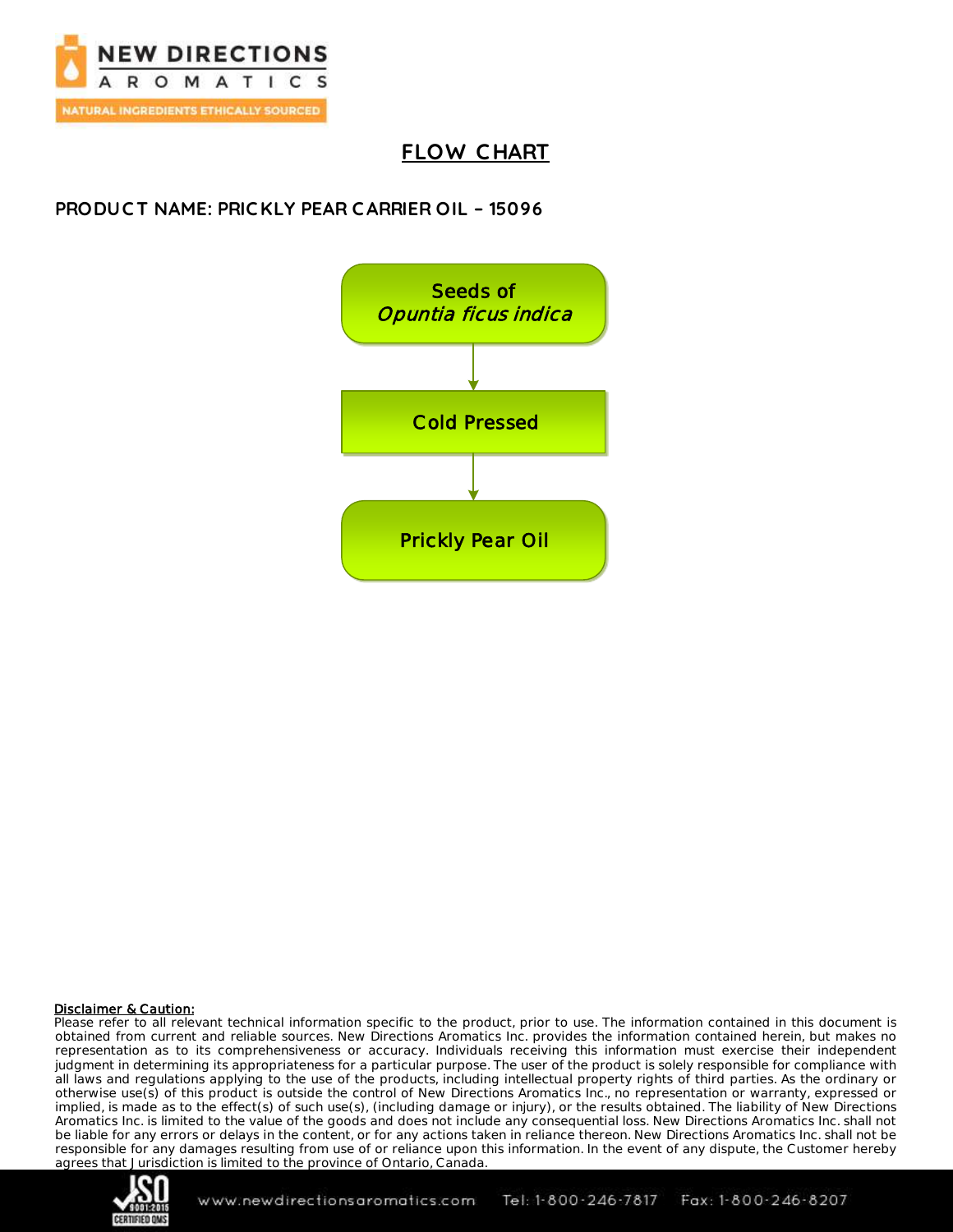# FLOW CHART

**PRODUCT NAME: PRICKLY PEAR CARRIER OIL – 15096**

Seeds of *Opuntia ficus indica*

↓

Cold Pressed

↓

Prickly Pear Oil

**Disclaimer & Caution:**

Please refer to all relevant technical information specific to the product, prior to use. The information contained in this document is obtained from current and reliable sources. New Directions Aromatics Inc. provides the information contained herein, but makes no representation as to its comprehensiveness or accuracy. Individuals receiving this information must exercise their independent judgment in determining its appropriateness for a particular purpose. The user of the product is solely responsible for compliance with all laws and regulations applying to the use of the products, including intellectual property rights of third parties. As the ordinary or otherwise use(s) of this product is outside the control of New Directions Aromatics Inc., no representation or warranty, expressed or implied, is made as to the effect(s) of such use(s), (including damage or injury), or the results obtained. The liability of New Directions Aromatics Inc. is limited to the value of the goods and does not include any consequential loss. New Directions Aromatics Inc. shall not be liable for any errors or delays in the content, or for any actions taken in reliance thereon. New Directions Aromatics Inc. shall not be responsible for any damages resulting from use of or reliance upon this information. In the event of any dispute, the Customer hereby agrees that Jurisdiction is limited to the province of Ontario, Canada.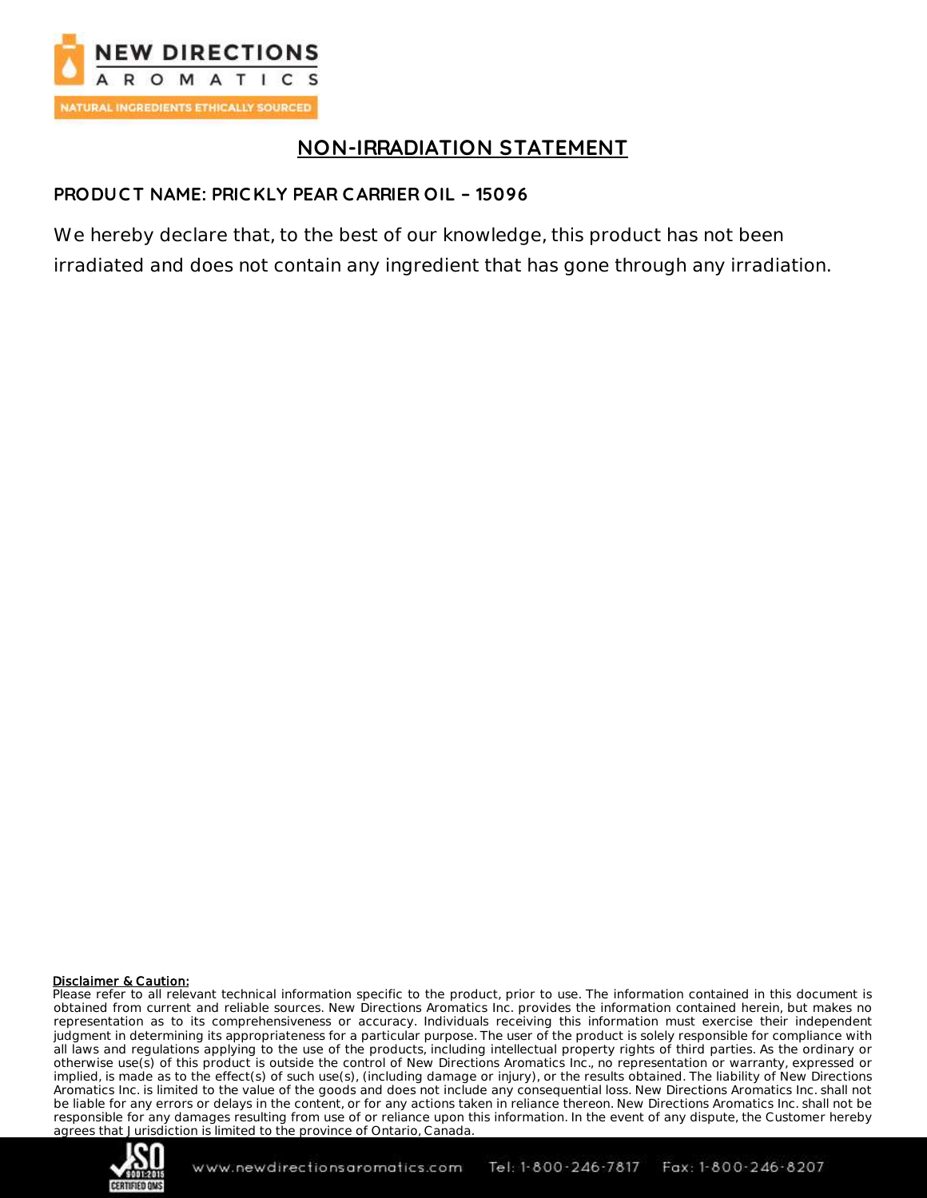# NON-IRRADIATION STATEMENT

**PRODUCT NAME: PRICKLY PEAR CARRIER OIL – 15096**

We hereby declare that, to the best of our knowledge, this product has not been irradiated and does not contain any ingredient that has gone through any irradiation.

**Disclaimer & Caution:**
Please refer to all relevant technical information specific to the product, prior to use. The information contained in this document is obtained from current and reliable sources. New Directions Aromatics Inc. provides the information contained herein, but makes no representation as to its comprehensiveness or accuracy. Individuals receiving this information must exercise their independent judgment in determining its appropriateness for a particular purpose. The user of the product is solely responsible for compliance with all laws and regulations applying to the use of the products, including intellectual property rights of third parties. As the ordinary or otherwise use(s) of this product is outside the control of New Directions Aromatics Inc., no representation or warranty, expressed or implied, is made as to the effect(s) of such use(s), (including damage or injury), or the results obtained. The liability of New Directions Aromatics Inc. is limited to the value of the goods and does not include any consequential loss. New Directions Aromatics Inc. shall not be liable for any errors or delays in the content, or for any actions taken in reliance thereon. New Directions Aromatics Inc. shall not be responsible for any damages resulting from use of or reliance upon this information. In the event of any dispute, the Customer hereby agrees that Jurisdiction is limited to the province of Ontario, Canada.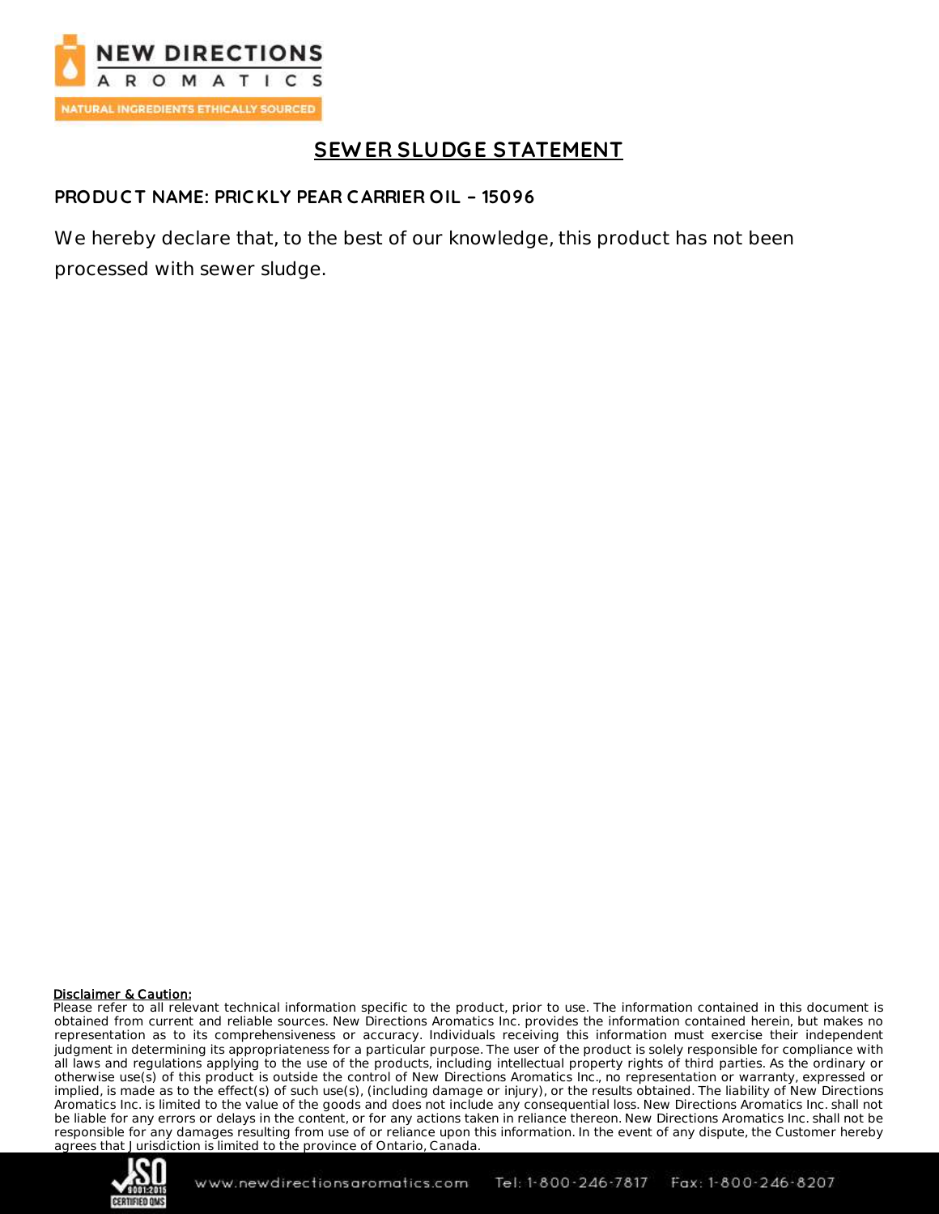# SEWER SLUDGE STATEMENT

**PRODUCT NAME: PRICKLY PEAR CARRIER OIL – 15096**

We hereby declare that, to the best of our knowledge, this product has not been processed with sewer sludge.

**Disclaimer & Caution:**
Please refer to all relevant technical information specific to the product, prior to use. The information contained in this document is obtained from current and reliable sources. New Directions Aromatics Inc. provides the information contained herein, but makes no representation as to its comprehensiveness or accuracy. Individuals receiving this information must exercise their independent judgment in determining its appropriateness for a particular purpose. The user of the product is solely responsible for compliance with all laws and regulations applying to the use of the products, including intellectual property rights of third parties. As the ordinary or otherwise use(s) of this product is outside the control of New Directions Aromatics Inc., no representation or warranty, expressed or implied, is made as to the effect(s) of such use(s), (including damage or injury), or the results obtained. The liability of New Directions Aromatics Inc. is limited to the value of the goods and does not include any consequential loss. New Directions Aromatics Inc. shall not be liable for any errors or delays in the content, or for any actions taken in reliance thereon. New Directions Aromatics Inc. shall not be responsible for any damages resulting from use of or reliance upon this information. In the event of any dispute, the Customer hereby agrees that Jurisdiction is limited to the province of Ontario, Canada.

www.newdirectionsaromatics.com Tel: 1-800-246-7817 Fax: 1-800-246-8207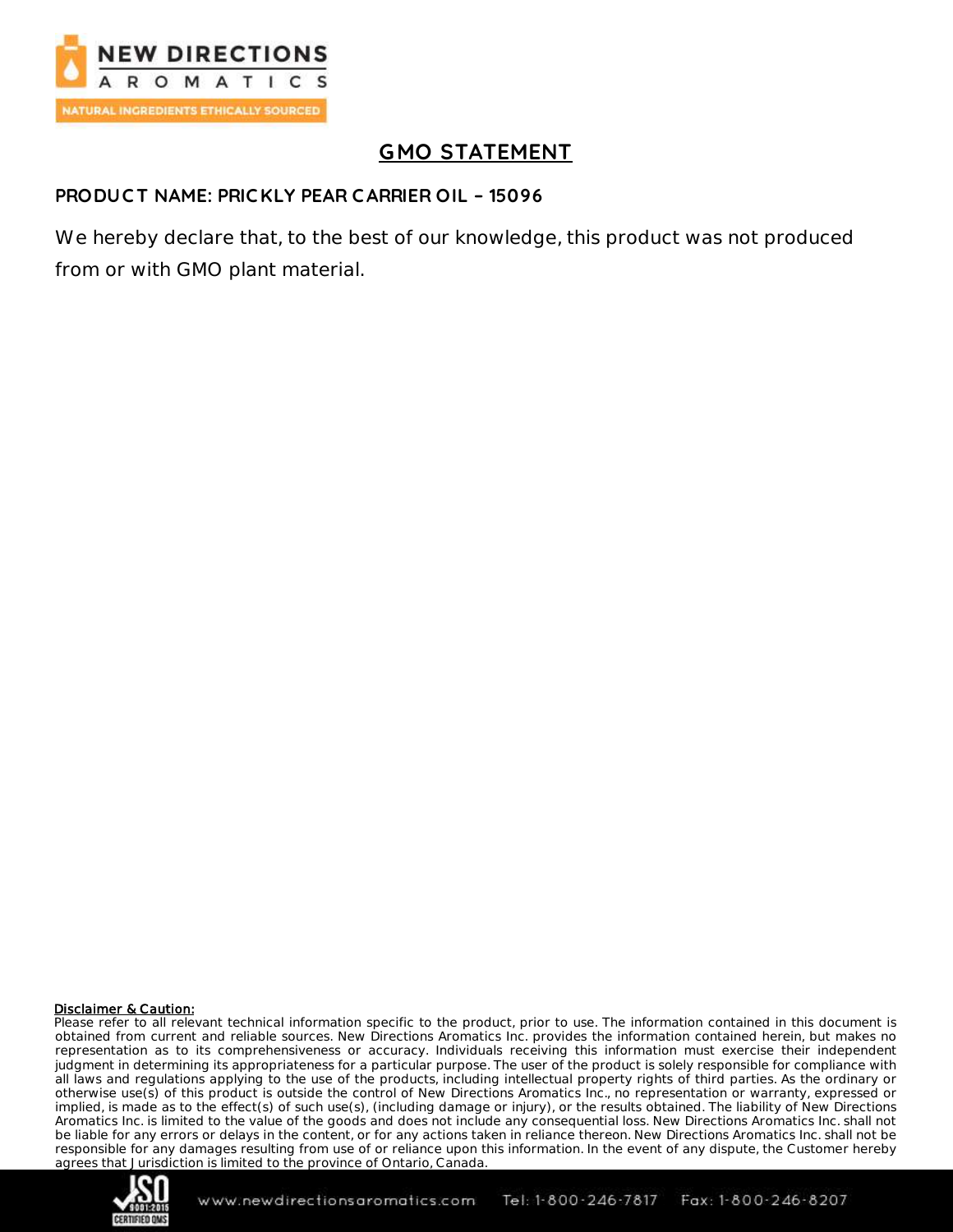# GMO STATEMENT

**PRODUCT NAME: PRICKLY PEAR CARRIER OIL – 15096**

We hereby declare that, to the best of our knowledge, this product was not produced from or with GMO plant material.

**Disclaimer & Caution:**
Please refer to all relevant technical information specific to the product, prior to use. The information contained in this document is obtained from current and reliable sources. New Directions Aromatics Inc. provides the information contained herein, but makes no representation as to its comprehensiveness or accuracy. Individuals receiving this information must exercise their independent judgment in determining its appropriateness for a particular purpose. The user of the product is solely responsible for compliance with all laws and regulations applying to the use of the products, including intellectual property rights of third parties. As the ordinary or otherwise use(s) of this product is outside the control of New Directions Aromatics Inc., no representation or warranty, expressed or implied, is made as to the effect(s) of such use(s), (including damage or injury), or the results obtained. The liability of New Directions Aromatics Inc. is limited to the value of the goods and does not include any consequential loss. New Directions Aromatics Inc. shall not be liable for any errors or delays in the content, or for any actions taken in reliance thereon. New Directions Aromatics Inc. shall not be responsible for any damages resulting from use of or reliance upon this information. In the event of any dispute, the Customer hereby agrees that Jurisdiction is limited to the province of Ontario, Canada.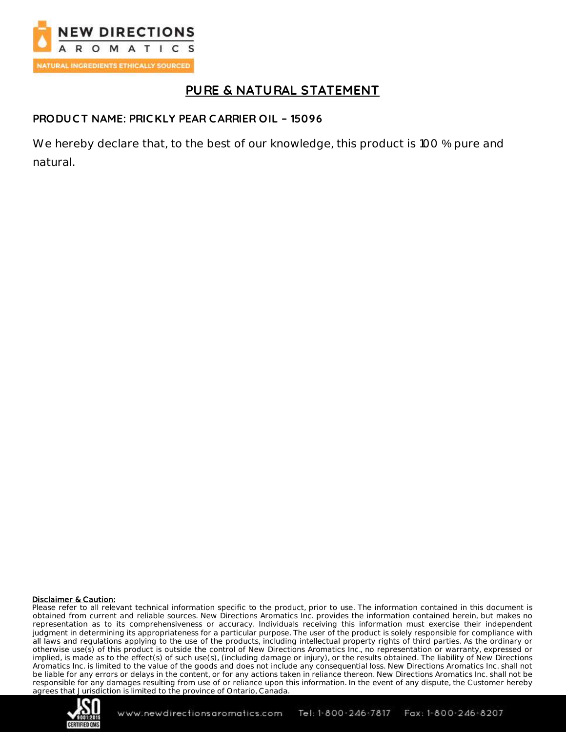# PURE & NATURAL STATEMENT

**PRODUCT NAME: PRICKLY PEAR CARRIER OIL – 15096**

We hereby declare that, to the best of our knowledge, this product is 100 % pure and natural.

**Disclaimer & Caution:**

Please refer to all relevant technical information specific to the product, prior to use. The information contained in this document is obtained from current and reliable sources. New Directions Aromatics Inc. provides the information contained herein, but makes no representation as to its comprehensiveness or accuracy. Individuals receiving this information must exercise their independent judgment in determining its appropriateness for a particular purpose. The user of the product is solely responsible for compliance with all laws and regulations applying to the use of the products, including intellectual property rights of third parties. As the ordinary or otherwise use(s) of this product is outside the control of New Directions Aromatics Inc., no representation or warranty, expressed or implied, is made as to the effect(s) of such use(s), (including damage or injury), or the results obtained. The liability of New Directions Aromatics Inc. is limited to the value of the goods and does not include any consequential loss. New Directions Aromatics Inc. shall not be liable for any errors or delays in the content, or for any actions taken in reliance thereon. New Directions Aromatics Inc. shall not be responsible for any damages resulting from use of or reliance upon this information. In the event of any dispute, the Customer hereby agrees that Jurisdiction is limited to the province of Ontario, Canada.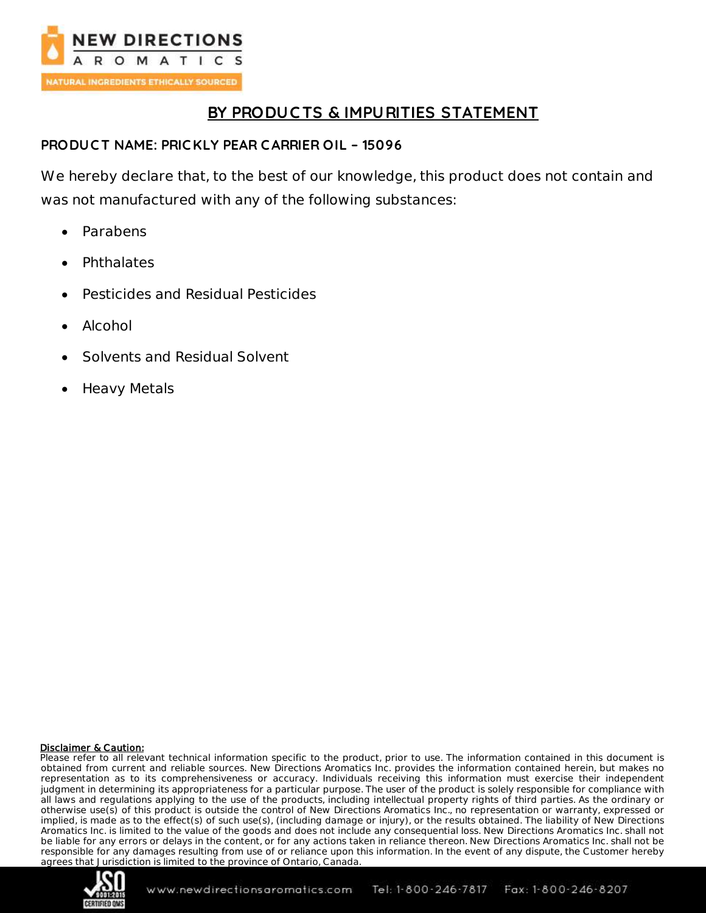# BY PRODUCTS & IMPURITIES STATEMENT

**PRODUCT NAME: PRICKLY PEAR CARRIER OIL – 15096**

We hereby declare that, to the best of our knowledge, this product does not contain and was not manufactured with any of the following substances:

- Parabens
- Phthalates
- Pesticides and Residual Pesticides
- Alcohol
- Solvents and Residual Solvent
- Heavy Metals

**Disclaimer & Caution:**
Please refer to all relevant technical information specific to the product, prior to use. The information contained in this document is obtained from current and reliable sources. New Directions Aromatics Inc. provides the information contained herein, but makes no representation as to its comprehensiveness or accuracy. Individuals receiving this information must exercise their independent judgment in determining its appropriateness for a particular purpose. The user of the product is solely responsible for compliance with all laws and regulations applying to the use of the products, including intellectual property rights of third parties. As the ordinary or otherwise use(s) of this product is outside the control of New Directions Aromatics Inc., no representation or warranty, expressed or implied, is made as to the effect(s) of such use(s), (including damage or injury), or the results obtained. The liability of New Directions Aromatics Inc. is limited to the value of the goods and does not include any consequential loss. New Directions Aromatics Inc. shall not be liable for any errors or delays in the content, or for any actions taken in reliance thereon. New Directions Aromatics Inc. shall not be responsible for any damages resulting from use of or reliance upon this information. In the event of any dispute, the Customer hereby agrees that Jurisdiction is limited to the province of Ontario, Canada.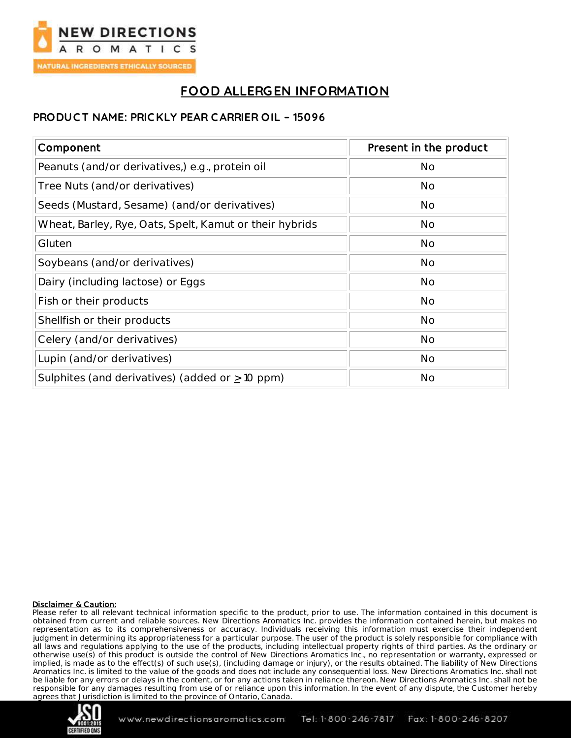# FOOD ALLERGEN INFORMATION

**PRODUCT NAME: PRICKLY PEAR CARRIER OIL – 15096**

| Component | Present in the product |
|---|---|
| Peanuts (and/or derivatives,) e.g., protein oil | No |
| Tree Nuts (and/or derivatives) | No |
| Seeds (Mustard, Sesame) (and/or derivatives) | No |
| Wheat, Barley, Rye, Oats, Spelt, Kamut or their hybrids | No |
| Gluten | No |
| Soybeans (and/or derivatives) | No |
| Dairy (including lactose) or Eggs | No |
| Fish or their products | No |
| Shellfish or their products | No |
| Celery (and/or derivatives) | No |
| Lupin (and/or derivatives) | No |
| Sulphites (and derivatives) (added or $\geq$ 10 ppm) | No |

**Disclaimer & Caution:**
Please refer to all relevant technical information specific to the product, prior to use. The information contained in this document is obtained from current and reliable sources. New Directions Aromatics Inc. provides the information contained herein, but makes no representation as to its comprehensiveness or accuracy. Individuals receiving this information must exercise their independent judgment in determining its appropriateness for a particular purpose. The user of the product is solely responsible for compliance with all laws and regulations applying to the use of the products, including intellectual property rights of third parties. As the ordinary or otherwise use(s) of this product is outside the control of New Directions Aromatics Inc., no representation or warranty, expressed or implied, is made as to the effect(s) of such use(s), (including damage or injury), or the results obtained. The liability of New Directions Aromatics Inc. is limited to the value of the goods and does not include any consequential loss. New Directions Aromatics Inc. shall not be liable for any errors or delays in the content, or for any actions taken in reliance thereon. New Directions Aromatics Inc. shall not be responsible for any damages resulting from use of or reliance upon this information. In the event of any dispute, the Customer hereby agrees that Jurisdiction is limited to the province of Ontario, Canada.

www.newdirectionsaromatics.com Tel: 1-800-246-7817 Fax: 1-800-246-8207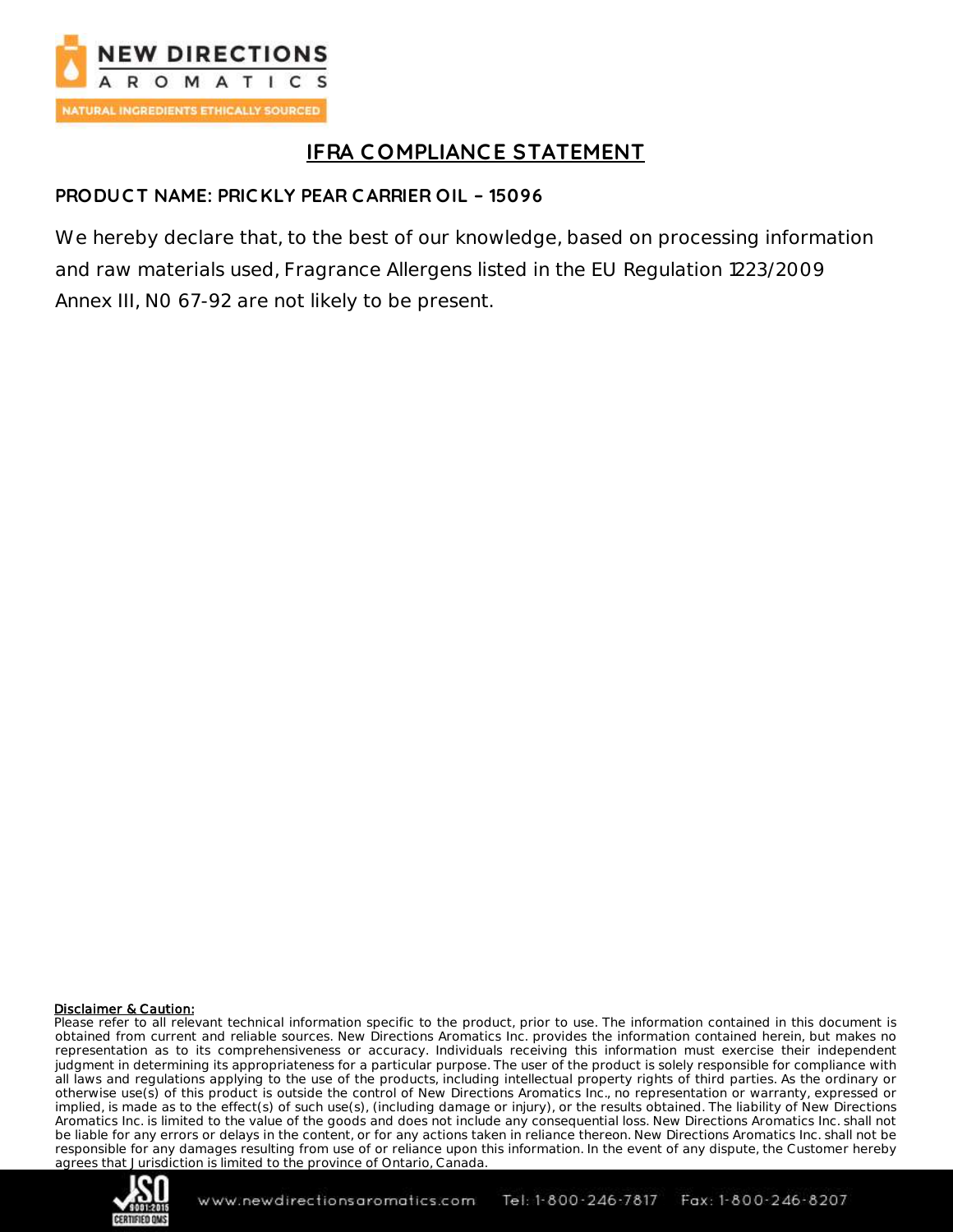# IFRA COMPLIANCE STATEMENT

**PRODUCT NAME: PRICKLY PEAR CARRIER OIL – 15096**

We hereby declare that, to the best of our knowledge, based on processing information and raw materials used, Fragrance Allergens listed in the EU Regulation 1223/2009 Annex III, N0 67-92 are not likely to be present.

**Disclaimer & Caution:**

Please refer to all relevant technical information specific to the product, prior to use. The information contained in this document is obtained from current and reliable sources. New Directions Aromatics Inc. provides the information contained herein, but makes no representation as to its comprehensiveness or accuracy. Individuals receiving this information must exercise their independent judgment in determining its appropriateness for a particular purpose. The user of the product is solely responsible for compliance with all laws and regulations applying to the use of the products, including intellectual property rights of third parties. As the ordinary or otherwise use(s) of this product is outside the control of New Directions Aromatics Inc., no representation or warranty, expressed or implied, is made as to the effect(s) of such use(s), (including damage or injury), or the results obtained. The liability of New Directions Aromatics Inc. is limited to the value of the goods and does not include any consequential loss. New Directions Aromatics Inc. shall not be liable for any errors or delays in the content, or for any actions taken in reliance thereon. New Directions Aromatics Inc. shall not be responsible for any damages resulting from use of or reliance upon this information. In the event of any dispute, the Customer hereby agrees that Jurisdiction is limited to the province of Ontario, Canada.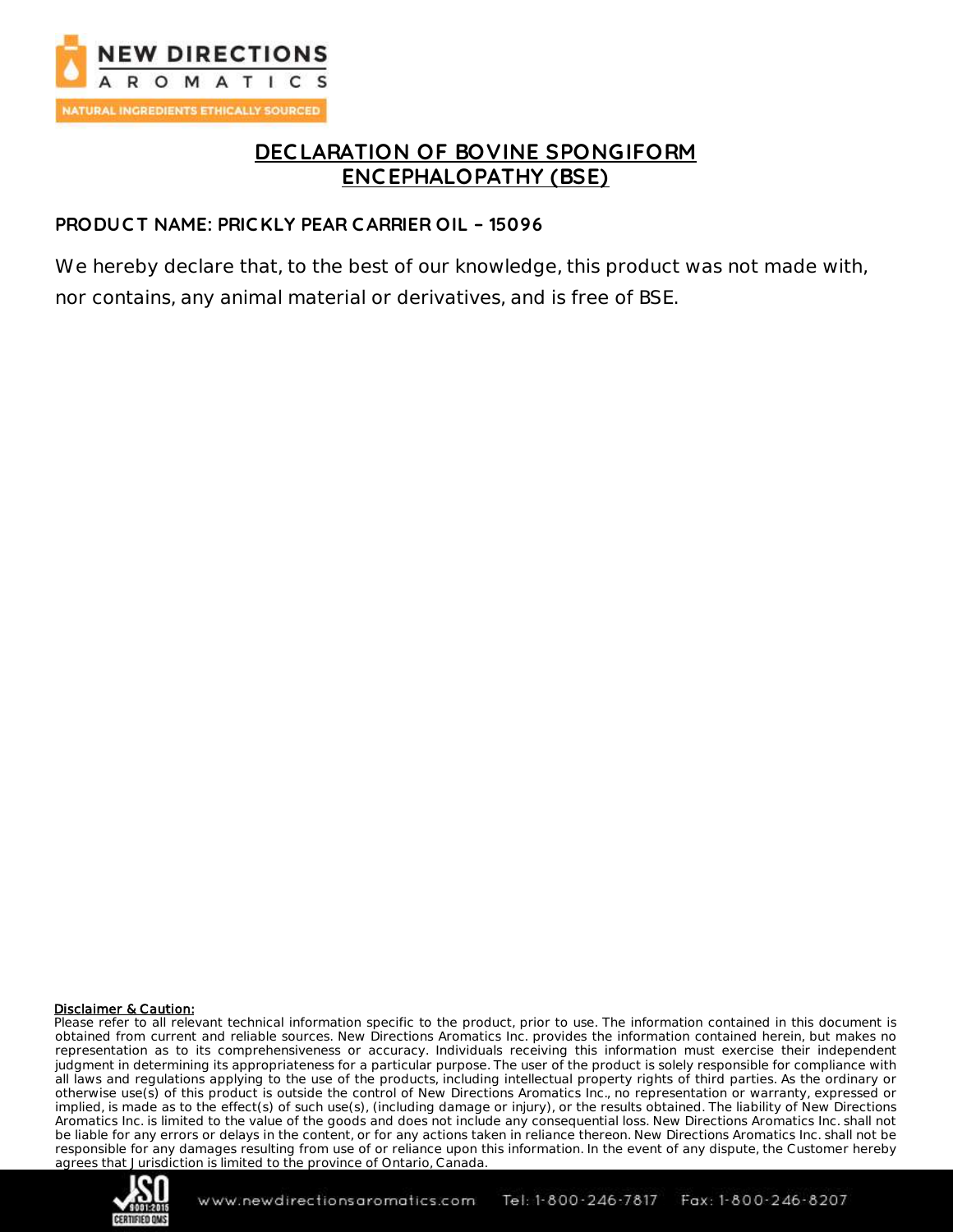# DECLARATION OF BOVINE SPONGIFORM ENCEPHALOPATHY (BSE)

**PRODUCT NAME: PRICKLY PEAR CARRIER OIL – 15096**

We hereby declare that, to the best of our knowledge, this product was not made with, nor contains, any animal material or derivatives, and is free of BSE.

**Disclaimer & Caution:**
Please refer to all relevant technical information specific to the product, prior to use. The information contained in this document is obtained from current and reliable sources. New Directions Aromatics Inc. provides the information contained herein, but makes no representation as to its comprehensiveness or accuracy. Individuals receiving this information must exercise their independent judgment in determining its appropriateness for a particular purpose. The user of the product is solely responsible for compliance with all laws and regulations applying to the use of the products, including intellectual property rights of third parties. As the ordinary or otherwise use(s) of this product is outside the control of New Directions Aromatics Inc., no representation or warranty, expressed or implied, is made as to the effect(s) of such use(s), (including damage or injury), or the results obtained. The liability of New Directions Aromatics Inc. is limited to the value of the goods and does not include any consequential loss. New Directions Aromatics Inc. shall not be liable for any errors or delays in the content, or for any actions taken in reliance thereon. New Directions Aromatics Inc. shall not be responsible for any damages resulting from use of or reliance upon this information. In the event of any dispute, the Customer hereby agrees that Jurisdiction is limited to the province of Ontario, Canada.

www.newdirectionsaromatics.com Tel: 1-800-246-7817 Fax: 1-800-246-8207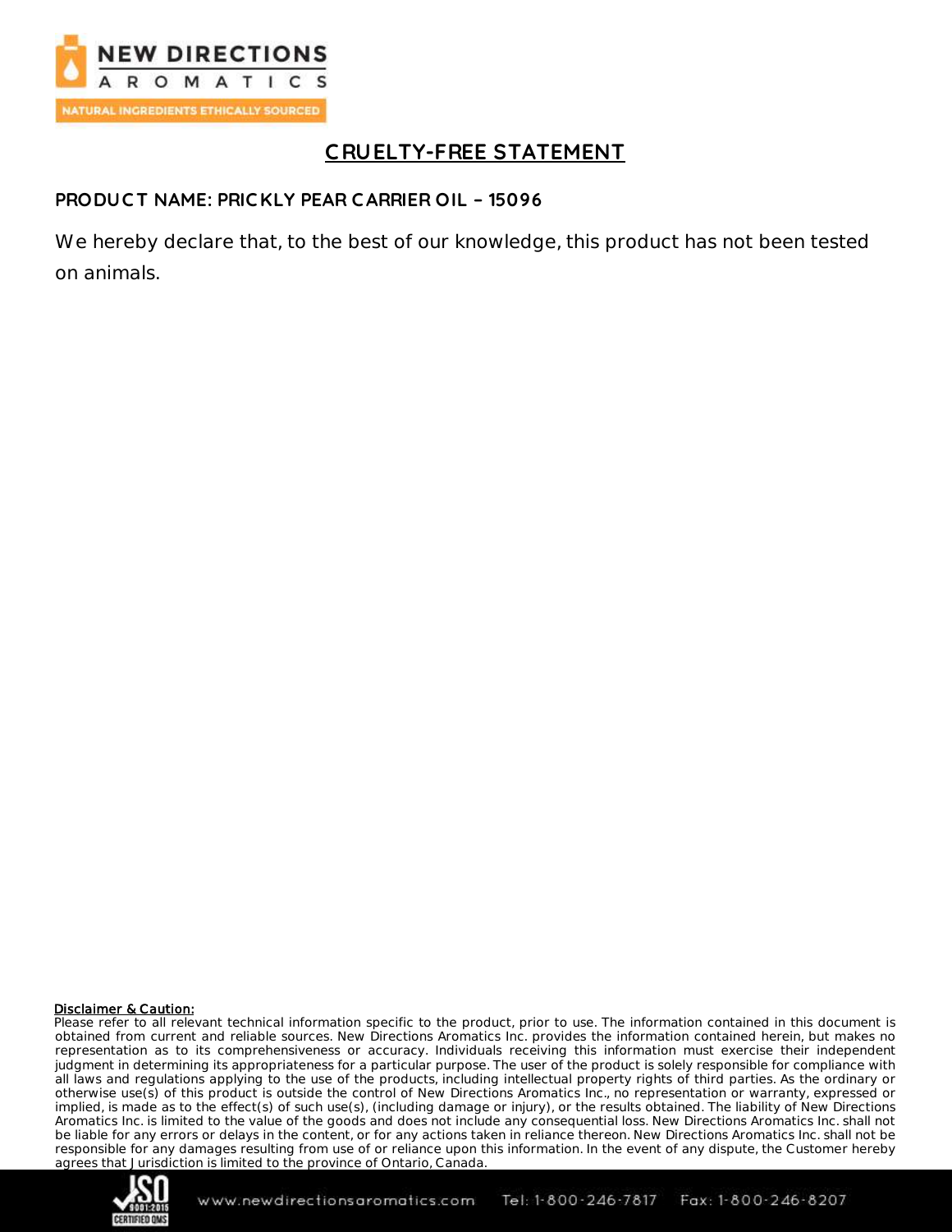NEW DIRECTIONS AROMATICS

NATURAL INGREDIENTS ETHICALLY SOURCED

# CRUELTY-FREE STATEMENT

**PRODUCT NAME: PRICKLY PEAR CARRIER OIL – 15096**

We hereby declare that, to the best of our knowledge, this product has not been tested on animals.

**Disclaimer & Caution:**
Please refer to all relevant technical information specific to the product, prior to use. The information contained in this document is obtained from current and reliable sources. New Directions Aromatics Inc. provides the information contained herein, but makes no representation as to its comprehensiveness or accuracy. Individuals receiving this information must exercise their independent judgment in determining its appropriateness for a particular purpose. The user of the product is solely responsible for compliance with all laws and regulations applying to the use of the products, including intellectual property rights of third parties. As the ordinary or otherwise use(s) of this product is outside the control of New Directions Aromatics Inc., no representation or warranty, expressed or implied, is made as to the effect(s) of such use(s), (including damage or injury), or the results obtained. The liability of New Directions Aromatics Inc. is limited to the value of the goods and does not include any consequential loss. New Directions Aromatics Inc. shall not be liable for any errors or delays in the content, or for any actions taken in reliance thereon. New Directions Aromatics Inc. shall not be responsible for any damages resulting from use of or reliance upon this information. In the event of any dispute, the Customer hereby agrees that Jurisdiction is limited to the province of Ontario, Canada.

ISO 9001:2015 CERTIFIED QMS www.newdirectionsaromatics.com Tel: 1-800-246-7817 Fax: 1-800-246-8207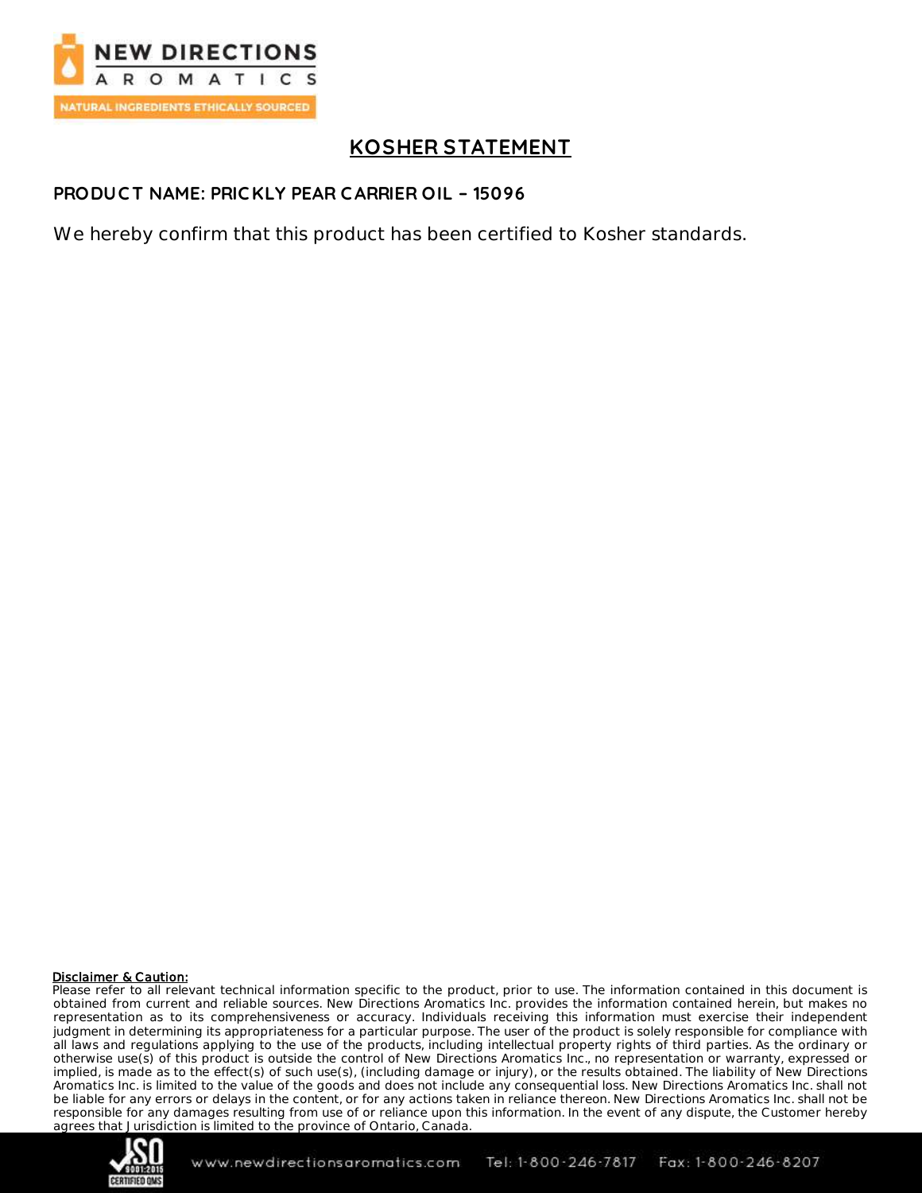# KOSHER STATEMENT

**PRODUCT NAME: PRICKLY PEAR CARRIER OIL – 15096**

We hereby confirm that this product has been certified to Kosher standards.

**Disclaimer & Caution:**
Please refer to all relevant technical information specific to the product, prior to use. The information contained in this document is obtained from current and reliable sources. New Directions Aromatics Inc. provides the information contained herein, but makes no representation as to its comprehensiveness or accuracy. Individuals receiving this information must exercise their independent judgment in determining its appropriateness for a particular purpose. The user of the product is solely responsible for compliance with all laws and regulations applying to the use of the products, including intellectual property rights of third parties. As the ordinary or otherwise use(s) of this product is outside the control of New Directions Aromatics Inc., no representation or warranty, expressed or implied, is made as to the effect(s) of such use(s), (including damage or injury), or the results obtained. The liability of New Directions Aromatics Inc. is limited to the value of the goods and does not include any consequential loss. New Directions Aromatics Inc. shall not be liable for any errors or delays in the content, or for any actions taken in reliance thereon. New Directions Aromatics Inc. shall not be responsible for any damages resulting from use of or reliance upon this information. In the event of any dispute, the Customer hereby agrees that Jurisdiction is limited to the province of Ontario, Canada.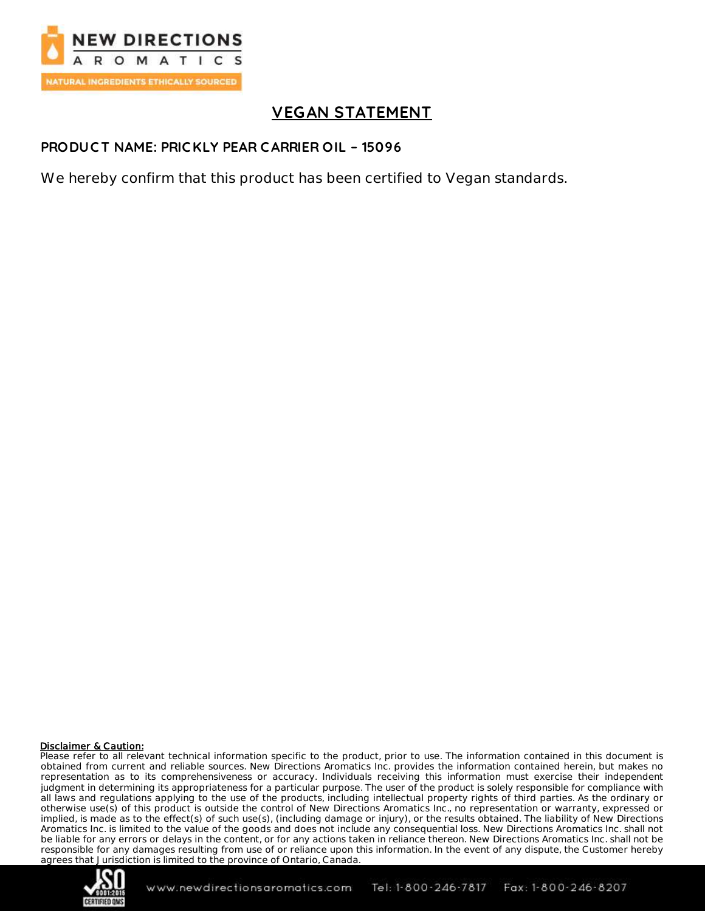# VEGAN STATEMENT

**PRODUCT NAME: PRICKLY PEAR CARRIER OIL – 15096**

We hereby confirm that this product has been certified to Vegan standards.

**Disclaimer & Caution:**
Please refer to all relevant technical information specific to the product, prior to use. The information contained in this document is obtained from current and reliable sources. New Directions Aromatics Inc. provides the information contained herein, but makes no representation as to its comprehensiveness or accuracy. Individuals receiving this information must exercise their independent judgment in determining its appropriateness for a particular purpose. The user of the product is solely responsible for compliance with all laws and regulations applying to the use of the products, including intellectual property rights of third parties. As the ordinary or otherwise use(s) of this product is outside the control of New Directions Aromatics Inc., no representation or warranty, expressed or implied, is made as to the effect(s) of such use(s), (including damage or injury), or the results obtained. The liability of New Directions Aromatics Inc. is limited to the value of the goods and does not include any consequential loss. New Directions Aromatics Inc. shall not be liable for any errors or delays in the content, or for any actions taken in reliance thereon. New Directions Aromatics Inc. shall not be responsible for any damages resulting from use of or reliance upon this information. In the event of any dispute, the Customer hereby agrees that Jurisdiction is limited to the province of Ontario, Canada.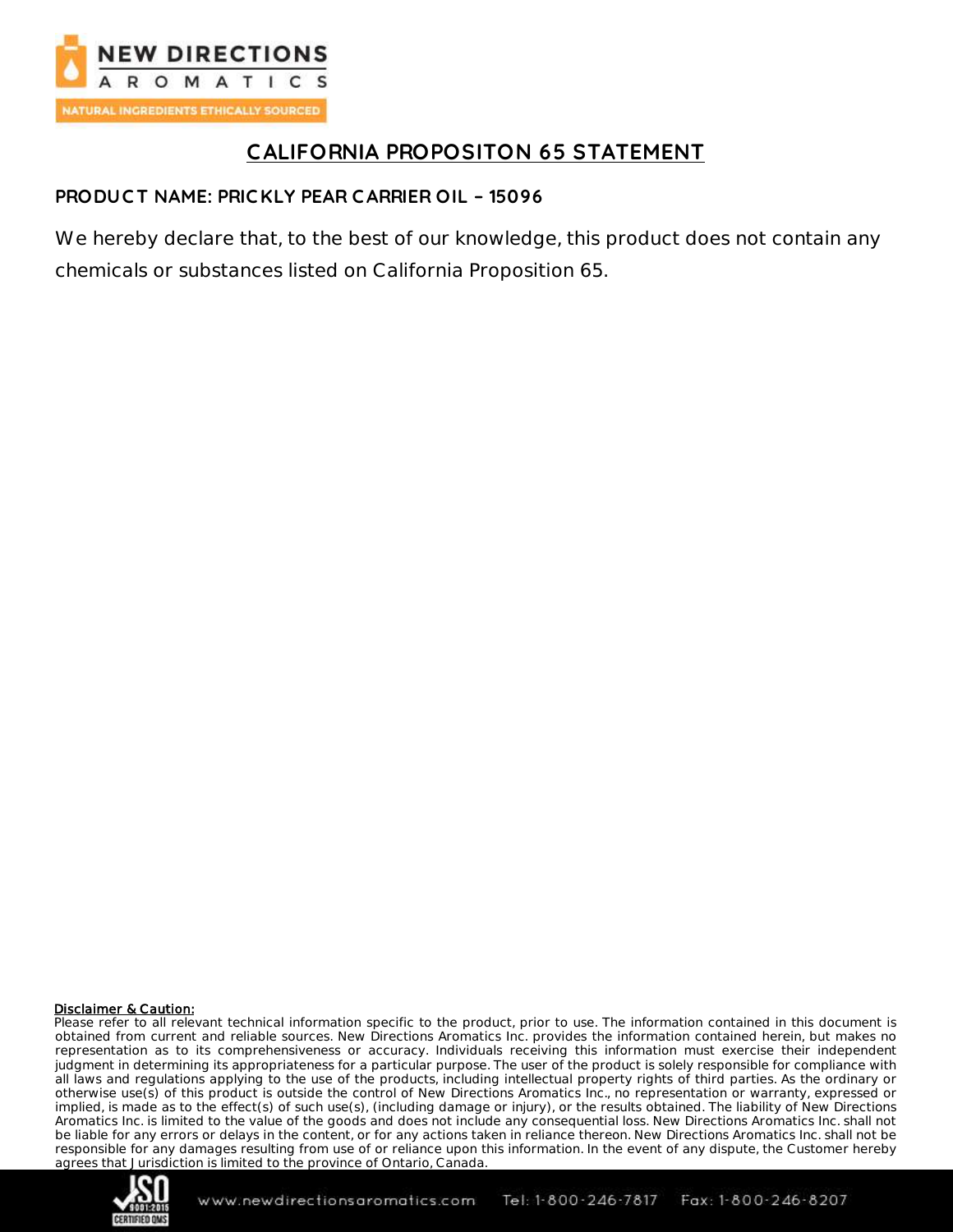# CALIFORNIA PROPOSITON 65 STATEMENT

**PRODUCT NAME: PRICKLY PEAR CARRIER OIL – 15096**

We hereby declare that, to the best of our knowledge, this product does not contain any chemicals or substances listed on California Proposition 65.

**Disclaimer & Caution:**
Please refer to all relevant technical information specific to the product, prior to use. The information contained in this document is obtained from current and reliable sources. New Directions Aromatics Inc. provides the information contained herein, but makes no representation as to its comprehensiveness or accuracy. Individuals receiving this information must exercise their independent judgment in determining its appropriateness for a particular purpose. The user of the product is solely responsible for compliance with all laws and regulations applying to the use of the products, including intellectual property rights of third parties. As the ordinary or otherwise use(s) of this product is outside the control of New Directions Aromatics Inc., no representation or warranty, expressed or implied, is made as to the effect(s) of such use(s), (including damage or injury), or the results obtained. The liability of New Directions Aromatics Inc. is limited to the value of the goods and does not include any consequential loss. New Directions Aromatics Inc. shall not be liable for any errors or delays in the content, or for any actions taken in reliance thereon. New Directions Aromatics Inc. shall not be responsible for any damages resulting from use of or reliance upon this information. In the event of any dispute, the Customer hereby agrees that Jurisdiction is limited to the province of Ontario, Canada.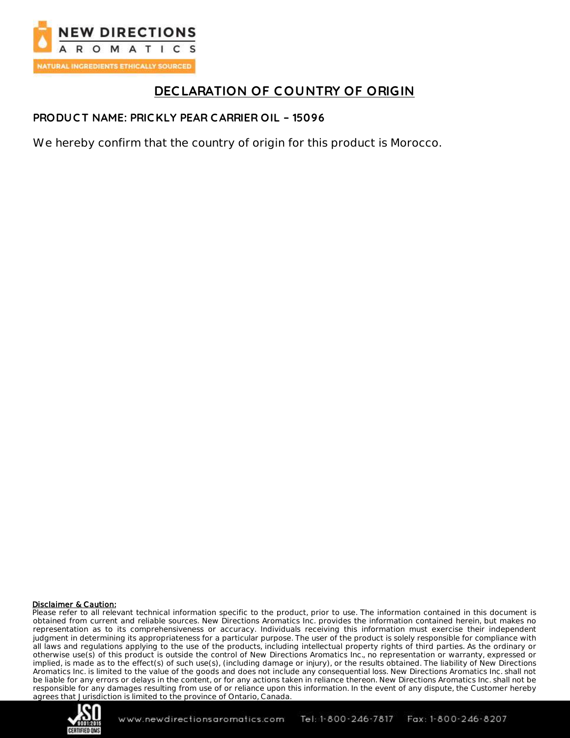# DECLARATION OF COUNTRY OF ORIGIN

**PRODUCT NAME: PRICKLY PEAR CARRIER OIL – 15096**

We hereby confirm that the country of origin for this product is Morocco.

**Disclaimer & Caution:**

Please refer to all relevant technical information specific to the product, prior to use. The information contained in this document is obtained from current and reliable sources. New Directions Aromatics Inc. provides the information contained herein, but makes no representation as to its comprehensiveness or accuracy. Individuals receiving this information must exercise their independent judgment in determining its appropriateness for a particular purpose. The user of the product is solely responsible for compliance with all laws and regulations applying to the use of the products, including intellectual property rights of third parties. As the ordinary or otherwise use(s) of this product is outside the control of New Directions Aromatics Inc., no representation or warranty, expressed or implied, is made as to the effect(s) of such use(s), (including damage or injury), or the results obtained. The liability of New Directions Aromatics Inc. is limited to the value of the goods and does not include any consequential loss. New Directions Aromatics Inc. shall not be liable for any errors or delays in the content, or for any actions taken in reliance thereon. New Directions Aromatics Inc. shall not be responsible for any damages resulting from use of or reliance upon this information. In the event of any dispute, the Customer hereby agrees that Jurisdiction is limited to the province of Ontario, Canada.